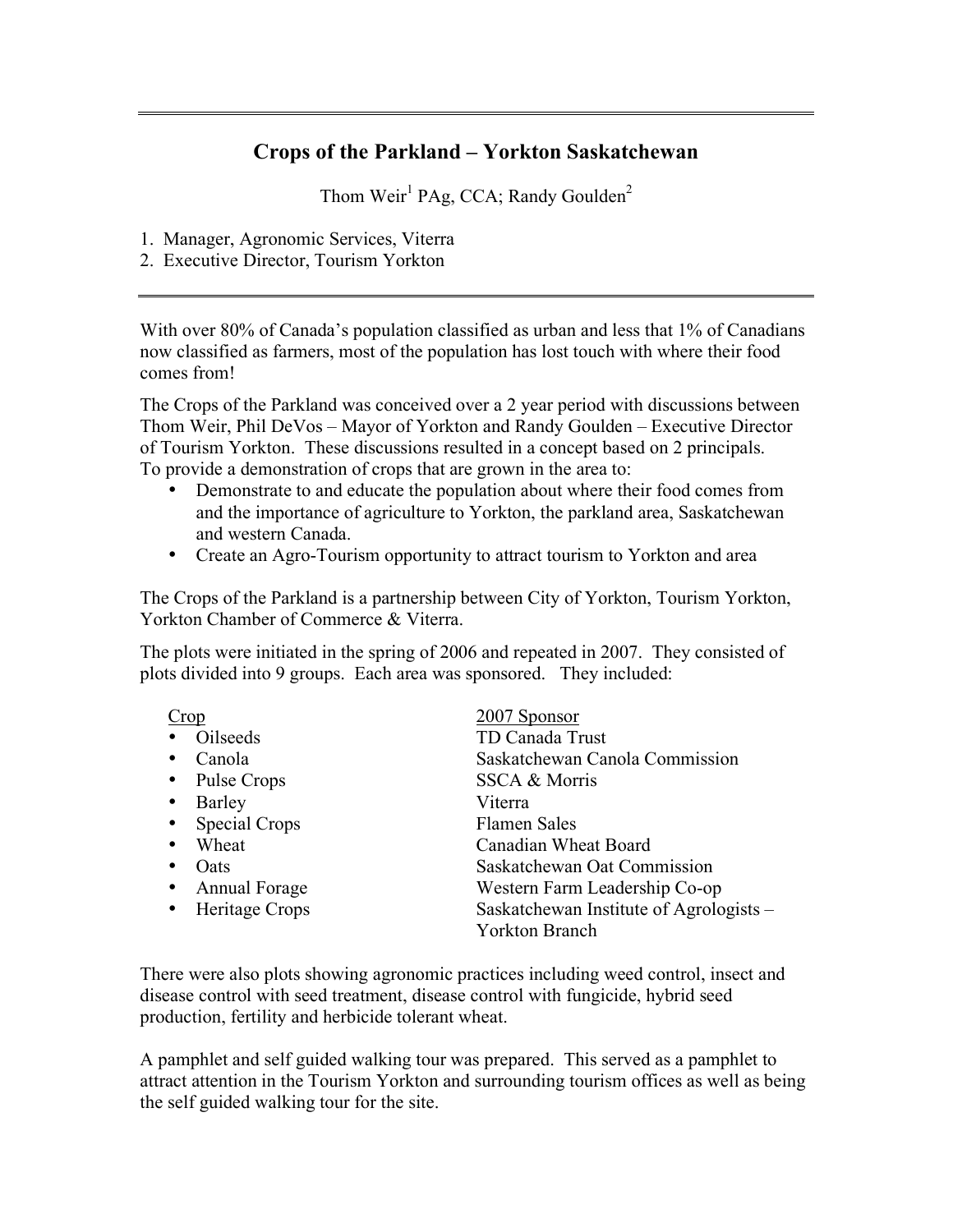# Crops of the Parkland – Yorkton Saskatchewan

Thom Weir[1] PAg, CCA; Randy Goulden[2]

1. Manager, Agronomic Services, Viterra
2. Executive Director, Tourism Yorkton

With over 80% of Canada's population classified as urban and less that 1% of Canadians now classified as farmers, most of the population has lost touch with where their food comes from!

The Crops of the Parkland was conceived over a 2 year period with discussions between Thom Weir, Phil DeVos – Mayor of Yorkton and Randy Goulden – Executive Director of Tourism Yorkton. These discussions resulted in a concept based on 2 principals. To provide a demonstration of crops that are grown in the area to:

- Demonstrate to and educate the population about where their food comes from and the importance of agriculture to Yorkton, the parkland area, Saskatchewan and western Canada.
- Create an Agro-Tourism opportunity to attract tourism to Yorkton and area

The Crops of the Parkland is a partnership between City of Yorkton, Tourism Yorkton, Yorkton Chamber of Commerce & Viterra.

The plots were initiated in the spring of 2006 and repeated in 2007. They consisted of plots divided into 9 groups. Each area was sponsored. They included:

| Crop | 2007 Sponsor |
|---|---|
| • Oilseeds | TD Canada Trust |
| • Canola | Saskatchewan Canola Commission |
| • Pulse Crops | SSCA & Morris |
| • Barley | Viterra |
| • Special Crops | Flamen Sales |
| • Wheat | Canadian Wheat Board |
| • Oats | Saskatchewan Oat Commission |
| • Annual Forage | Western Farm Leadership Co-op |
| • Heritage Crops | Saskatchewan Institute of Agrologists – Yorkton Branch |

There were also plots showing agronomic practices including weed control, insect and disease control with seed treatment, disease control with fungicide, hybrid seed production, fertility and herbicide tolerant wheat.

A pamphlet and self guided walking tour was prepared. This served as a pamphlet to attract attention in the Tourism Yorkton and surrounding tourism offices as well as being the self guided walking tour for the site.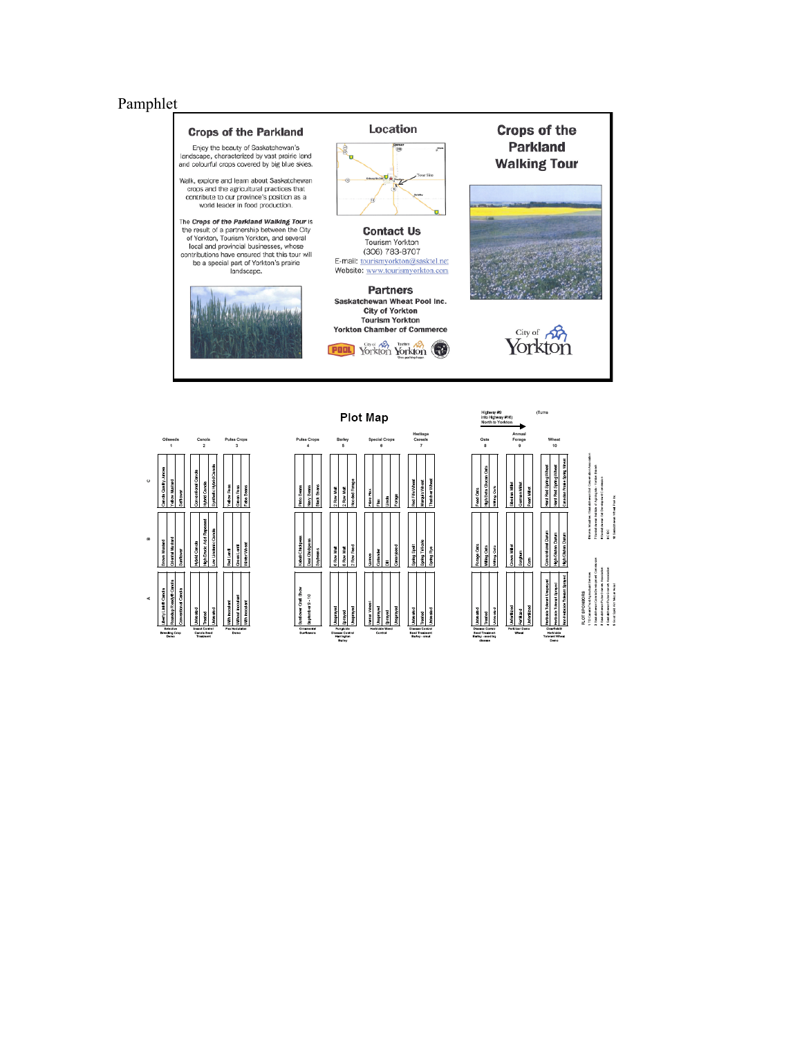Pamphlet

## Crops of the Parkland

Enjoy the beauty of Saskatchewan's landscape, characterized by vast prairie land and colourful crops covered by big blue skies.

Walk, explore and learn about Saskatchewan crops and the agricultural practices that contribute to our province's position as a world leader in food production.

The ***Crops of the Parkland Walking Tour*** is the result of a partnership between the City of Yorkton, Tourism Yorkton, and several local and provincial businesses, whose contributions have ensured that this tour will be a special part of Yorkton's prairie landscape.

## Location

Tour Site

## Contact Us

Tourism Yorkton
(306) 783-8707
E-mail: tourismyorkton@sasktel.net
Website: www.tourismyorkton.com

## Partners

**Saskatchewan Wheat Pool Inc.**
**City of Yorkton**
**Tourism Yorkton**
**Yorkton Chamber of Commerce**

# Crops of the Parkland Walking Tour

City of Yorkton

## Plot Map

Highway #9 into Highway #16) North to Yorkton

| Row | Oilseeds 1 | Canola 2 | Pulse Crops 3 | Pulse Crops 4 | Barley 5 | Special Crops 6 | Heritage Cereals 7 | Oats 8 | Annual Forage 9 | Wheat 10 |
|---|---|---|---|---|---|---|---|---|---|---|
| C | Canola Quality Juncea; Yellow Mustard; Safflower | Conventional Canola; Hybrid Canola; Synthetic Hybrid Canola | Yellow Peas; Green Peas; Faba Beans | Pinto Beans; Navy Beans; Black Beans | 2 Row Malt; 2 Row Malt; Hooded Forage | Hemp; Flax; Lentils; Forage | Red Fife Wheat; Marquis Wheat; Thatcher Wheat | Feed Oats; High Beta Glucan Oats; Milling Oats | Siberian Millet; German Millet; Pearl Millet | Hard Red Spring Wheat; Hard Red Spring Wheat; Canadian Prairie Spring Wheat |
| B | Brown Mustard; Oriental Mustard; Sunflower | Hybrid Canola; High Erucic Acid Rapeseed; Low Linolenic Canola | Red Lentil; Green Lentil; Winter Wheat | Kabuli Chickpeas; Desi Chickpeas; Soybeans | 6 Row Malt; 6 Row Malt; 2 Row Feed | Quinoa; Coriander; Dill; Canaryseed | Spring Spelt; Spring Triticale; Spring Rye | Forage Oats; Milling Oats; Milling Oats | Crown Millet; Sorghum; Corn | Conventional Durum; High Gluten Durum; High Gluten Durum |
| A | Liberty Link® Canola; Roundup Ready® Canola; Conventional Canola | Untreated; Treated; Untreated | With Inoculant; Without Inoculant; With Inoculant | Sunflower Cult. Show; Sunflower 9 – 10 | Unsprayed; Sprayed; Unsprayed | Verdict Wheat; Unsprayed; Sprayed; Unsprayed | Untreated; Treated; Untreated | Untreated; Treated; Untreated | Unfertilized; Fertilized; Unfertilized | Herbicide Tolerant Unsprayed; Herbicide Tolerant Sprayed; Non-Herbicide Tolerant Sprayed |
| | Selective Breeding Crop Demo | Insect Control Canola Seed Treatment | Pea Inoculation Demo | Ornamental Sunflowers | Fungicide Disease Control Harrington Barley | Herbicide Weed Control | Disease Control Seed Treatment Barley - smut | Disease Control Seed Treatment Barley - seedling disease | Fertilizer Demo Wheat | Clearfield® Herbicide Tolerant Wheat Demo |

PLOT SPONSORS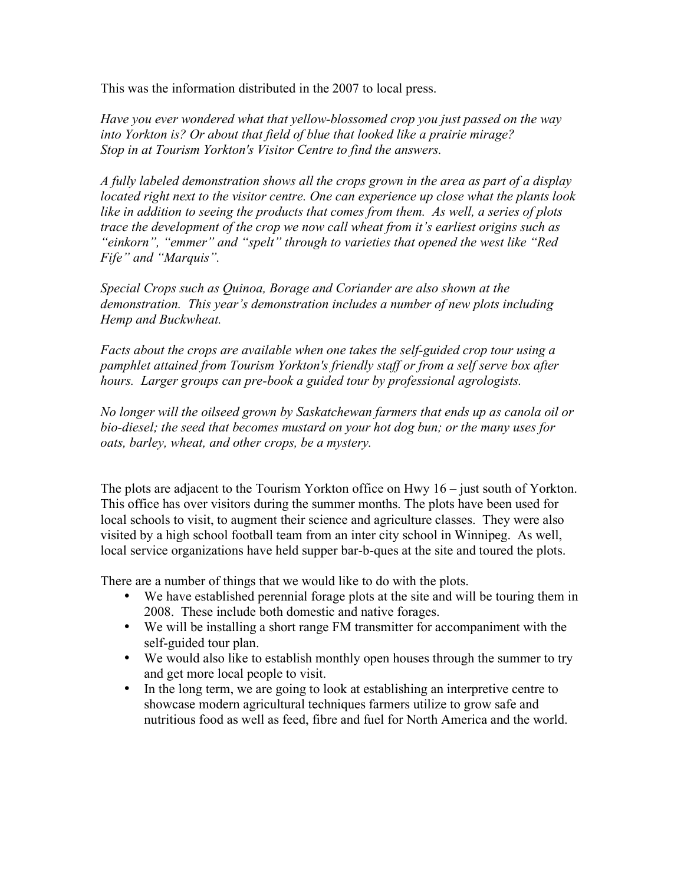This was the information distributed in the 2007 to local press.

*Have you ever wondered what that yellow-blossomed crop you just passed on the way into Yorkton is? Or about that field of blue that looked like a prairie mirage? Stop in at Tourism Yorkton's Visitor Centre to find the answers.*

*A fully labeled demonstration shows all the crops grown in the area as part of a display located right next to the visitor centre. One can experience up close what the plants look like in addition to seeing the products that comes from them. As well, a series of plots trace the development of the crop we now call wheat from it's earliest origins such as "einkorn", "emmer" and "spelt" through to varieties that opened the west like "Red Fife" and "Marquis".*

*Special Crops such as Quinoa, Borage and Coriander are also shown at the demonstration. This year's demonstration includes a number of new plots including Hemp and Buckwheat.*

*Facts about the crops are available when one takes the self-guided crop tour using a pamphlet attained from Tourism Yorkton's friendly staff or from a self serve box after hours. Larger groups can pre-book a guided tour by professional agrologists.*

*No longer will the oilseed grown by Saskatchewan farmers that ends up as canola oil or bio-diesel; the seed that becomes mustard on your hot dog bun; or the many uses for oats, barley, wheat, and other crops, be a mystery.*

The plots are adjacent to the Tourism Yorkton office on Hwy 16 – just south of Yorkton. This office has over visitors during the summer months. The plots have been used for local schools to visit, to augment their science and agriculture classes. They were also visited by a high school football team from an inter city school in Winnipeg. As well, local service organizations have held supper bar-b-ques at the site and toured the plots.

There are a number of things that we would like to do with the plots.

- We have established perennial forage plots at the site and will be touring them in 2008. These include both domestic and native forages.
- We will be installing a short range FM transmitter for accompaniment with the self-guided tour plan.
- We would also like to establish monthly open houses through the summer to try and get more local people to visit.
- In the long term, we are going to look at establishing an interpretive centre to showcase modern agricultural techniques farmers utilize to grow safe and nutritious food as well as feed, fibre and fuel for North America and the world.